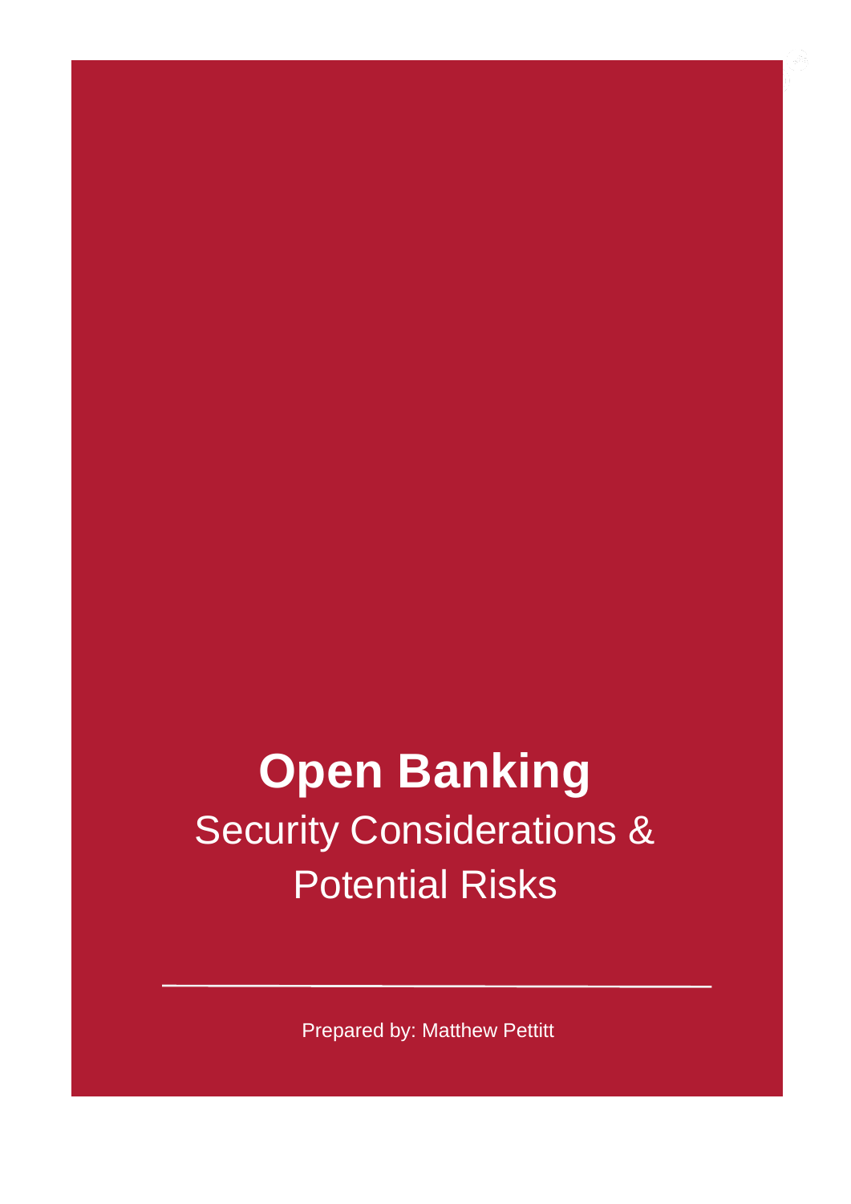# Open Banking

## Security Considerations & Potential Risks

---

Prepared by: Matthew Pettitt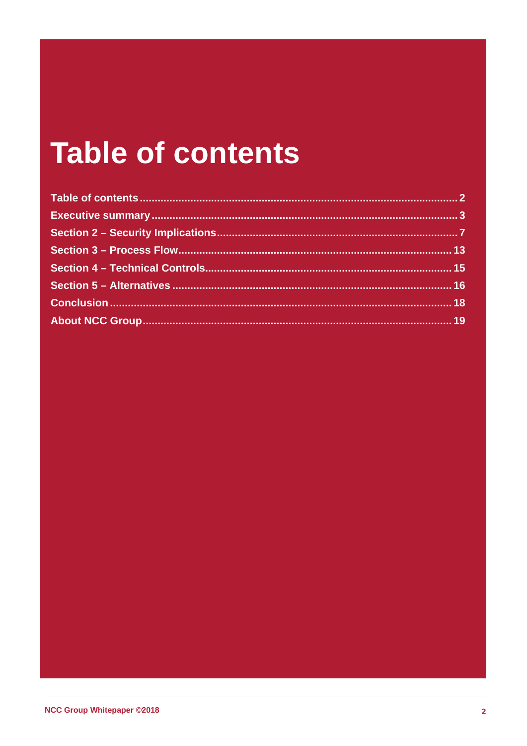# Table of contents

- Table of contents ........ 2
- Executive summary ........ 3
- Section 2 – Security Implications ........ 7
- Section 3 – Process Flow ........ 13
- Section 4 – Technical Controls ........ 15
- Section 5 – Alternatives ........ 16
- Conclusion ........ 18
- About NCC Group ........ 19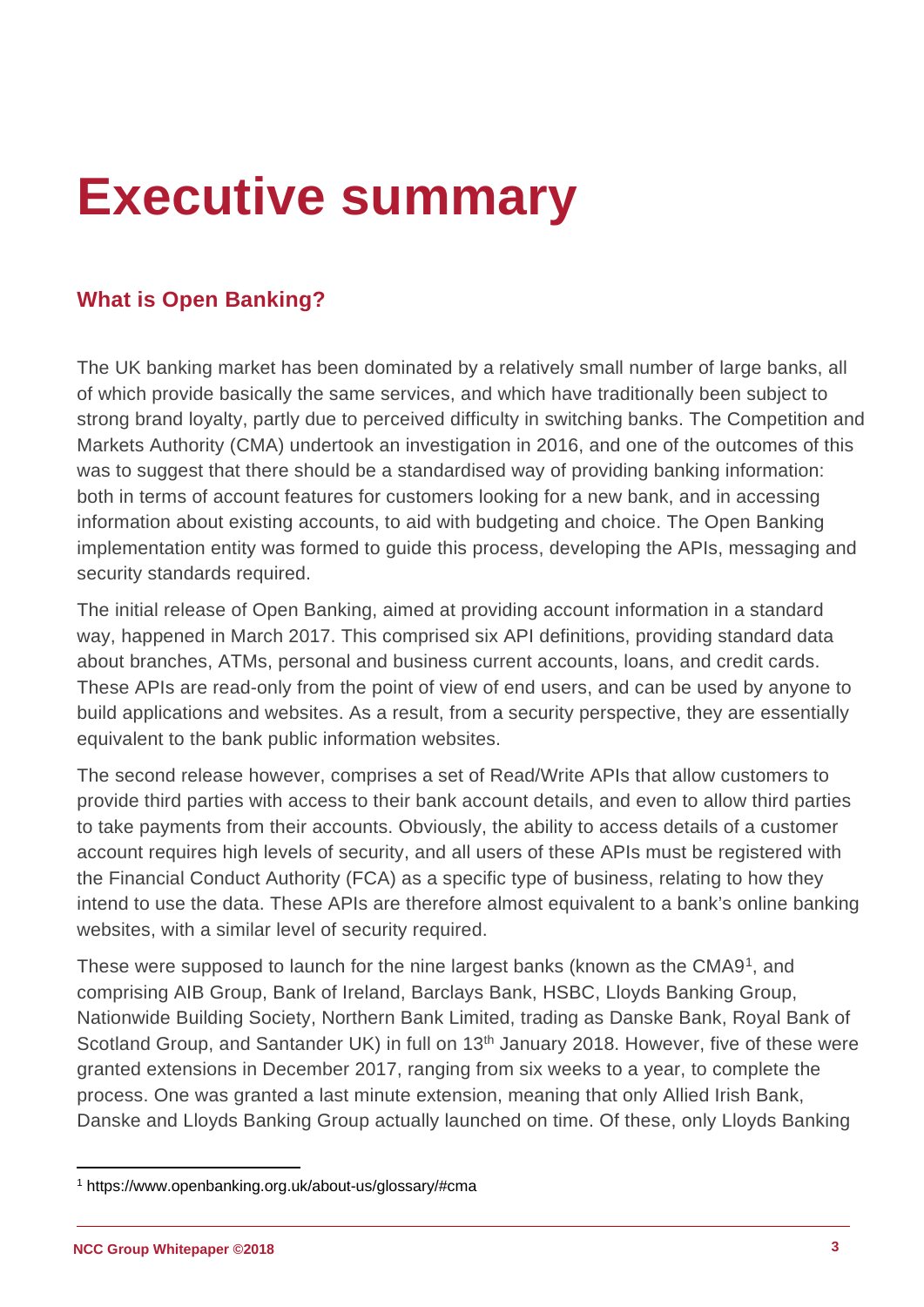# Executive summary

## What is Open Banking?

The UK banking market has been dominated by a relatively small number of large banks, all of which provide basically the same services, and which have traditionally been subject to strong brand loyalty, partly due to perceived difficulty in switching banks. The Competition and Markets Authority (CMA) undertook an investigation in 2016, and one of the outcomes of this was to suggest that there should be a standardised way of providing banking information: both in terms of account features for customers looking for a new bank, and in accessing information about existing accounts, to aid with budgeting and choice. The Open Banking implementation entity was formed to guide this process, developing the APIs, messaging and security standards required.

The initial release of Open Banking, aimed at providing account information in a standard way, happened in March 2017. This comprised six API definitions, providing standard data about branches, ATMs, personal and business current accounts, loans, and credit cards. These APIs are read-only from the point of view of end users, and can be used by anyone to build applications and websites. As a result, from a security perspective, they are essentially equivalent to the bank public information websites.

The second release however, comprises a set of Read/Write APIs that allow customers to provide third parties with access to their bank account details, and even to allow third parties to take payments from their accounts. Obviously, the ability to access details of a customer account requires high levels of security, and all users of these APIs must be registered with the Financial Conduct Authority (FCA) as a specific type of business, relating to how they intend to use the data. These APIs are therefore almost equivalent to a bank's online banking websites, with a similar level of security required.

These were supposed to launch for the nine largest banks (known as the CMA9[1], and comprising AIB Group, Bank of Ireland, Barclays Bank, HSBC, Lloyds Banking Group, Nationwide Building Society, Northern Bank Limited, trading as Danske Bank, Royal Bank of Scotland Group, and Santander UK) in full on 13th January 2018. However, five of these were granted extensions in December 2017, ranging from six weeks to a year, to complete the process. One was granted a last minute extension, meaning that only Allied Irish Bank, Danske and Lloyds Banking Group actually launched on time. Of these, only Lloyds Banking

[1] https://www.openbanking.org.uk/about-us/glossary/#cma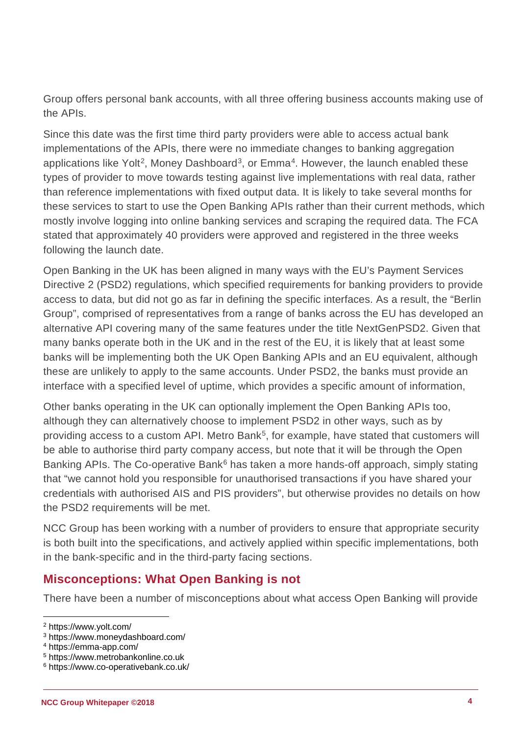Group offers personal bank accounts, with all three offering business accounts making use of the APIs.

Since this date was the first time third party providers were able to access actual bank implementations of the APIs, there were no immediate changes to banking aggregation applications like Yolt[2], Money Dashboard[3], or Emma[4]. However, the launch enabled these types of provider to move towards testing against live implementations with real data, rather than reference implementations with fixed output data. It is likely to take several months for these services to start to use the Open Banking APIs rather than their current methods, which mostly involve logging into online banking services and scraping the required data. The FCA stated that approximately 40 providers were approved and registered in the three weeks following the launch date.

Open Banking in the UK has been aligned in many ways with the EU's Payment Services Directive 2 (PSD2) regulations, which specified requirements for banking providers to provide access to data, but did not go as far in defining the specific interfaces. As a result, the "Berlin Group", comprised of representatives from a range of banks across the EU has developed an alternative API covering many of the same features under the title NextGenPSD2. Given that many banks operate both in the UK and in the rest of the EU, it is likely that at least some banks will be implementing both the UK Open Banking APIs and an EU equivalent, although these are unlikely to apply to the same accounts. Under PSD2, the banks must provide an interface with a specified level of uptime, which provides a specific amount of information,

Other banks operating in the UK can optionally implement the Open Banking APIs too, although they can alternatively choose to implement PSD2 in other ways, such as by providing access to a custom API. Metro Bank[5], for example, have stated that customers will be able to authorise third party company access, but note that it will be through the Open Banking APIs. The Co-operative Bank[6] has taken a more hands-off approach, simply stating that "we cannot hold you responsible for unauthorised transactions if you have shared your credentials with authorised AIS and PIS providers", but otherwise provides no details on how the PSD2 requirements will be met.

NCC Group has been working with a number of providers to ensure that appropriate security is both built into the specifications, and actively applied within specific implementations, both in the bank-specific and in the third-party facing sections.

## Misconceptions: What Open Banking is not

There have been a number of misconceptions about what access Open Banking will provide

---

[2] https://www.yolt.com/

[3] https://www.moneydashboard.com/

[4] https://emma-app.com/

[5] https://www.metrobankonline.co.uk

[6] https://www.co-operativebank.co.uk/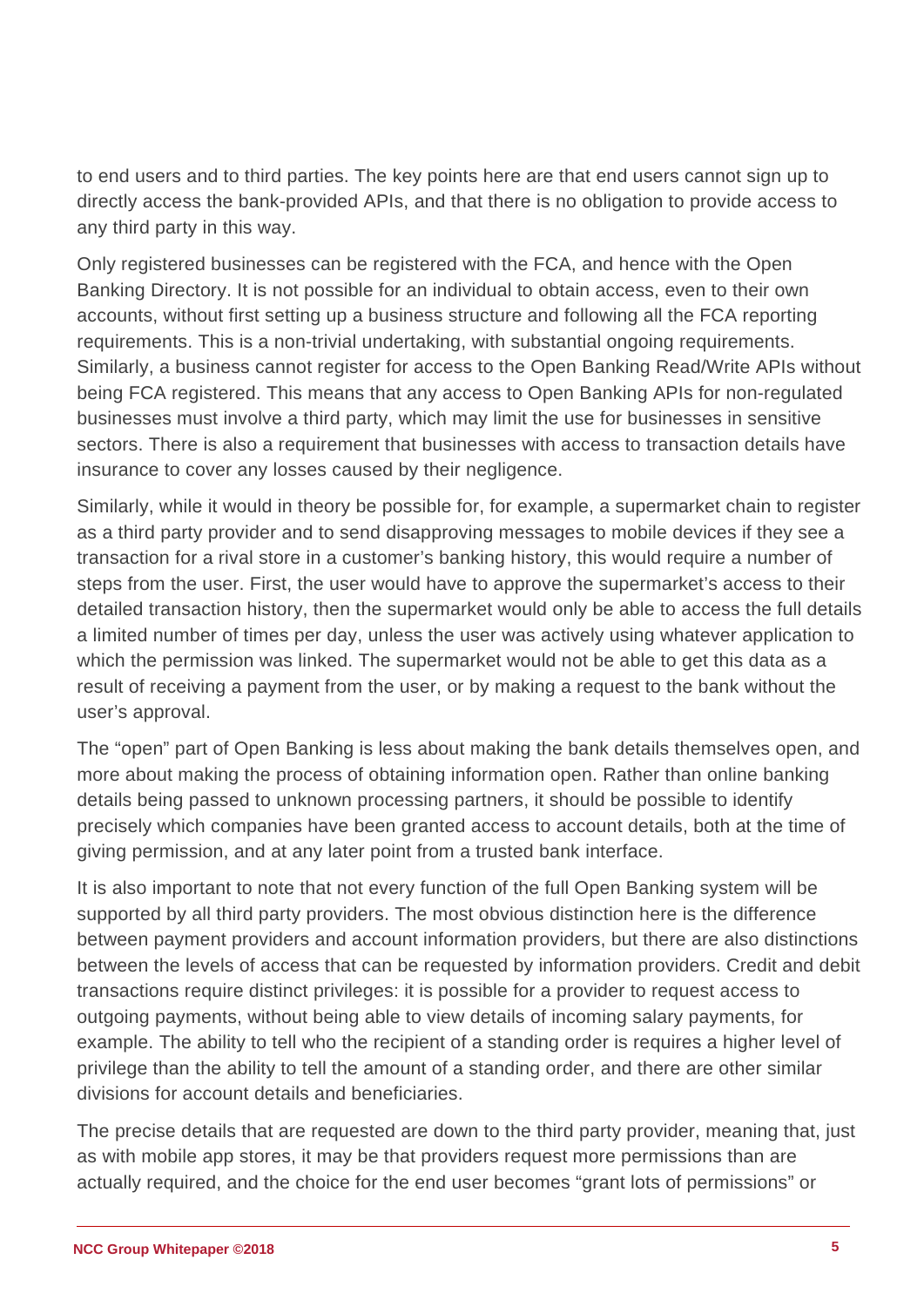to end users and to third parties. The key points here are that end users cannot sign up to directly access the bank-provided APIs, and that there is no obligation to provide access to any third party in this way.

Only registered businesses can be registered with the FCA, and hence with the Open Banking Directory. It is not possible for an individual to obtain access, even to their own accounts, without first setting up a business structure and following all the FCA reporting requirements. This is a non-trivial undertaking, with substantial ongoing requirements. Similarly, a business cannot register for access to the Open Banking Read/Write APIs without being FCA registered. This means that any access to Open Banking APIs for non-regulated businesses must involve a third party, which may limit the use for businesses in sensitive sectors. There is also a requirement that businesses with access to transaction details have insurance to cover any losses caused by their negligence.

Similarly, while it would in theory be possible for, for example, a supermarket chain to register as a third party provider and to send disapproving messages to mobile devices if they see a transaction for a rival store in a customer's banking history, this would require a number of steps from the user. First, the user would have to approve the supermarket's access to their detailed transaction history, then the supermarket would only be able to access the full details a limited number of times per day, unless the user was actively using whatever application to which the permission was linked. The supermarket would not be able to get this data as a result of receiving a payment from the user, or by making a request to the bank without the user's approval.

The "open" part of Open Banking is less about making the bank details themselves open, and more about making the process of obtaining information open. Rather than online banking details being passed to unknown processing partners, it should be possible to identify precisely which companies have been granted access to account details, both at the time of giving permission, and at any later point from a trusted bank interface.

It is also important to note that not every function of the full Open Banking system will be supported by all third party providers. The most obvious distinction here is the difference between payment providers and account information providers, but there are also distinctions between the levels of access that can be requested by information providers. Credit and debit transactions require distinct privileges: it is possible for a provider to request access to outgoing payments, without being able to view details of incoming salary payments, for example. The ability to tell who the recipient of a standing order is requires a higher level of privilege than the ability to tell the amount of a standing order, and there are other similar divisions for account details and beneficiaries.

The precise details that are requested are down to the third party provider, meaning that, just as with mobile app stores, it may be that providers request more permissions than are actually required, and the choice for the end user becomes "grant lots of permissions" or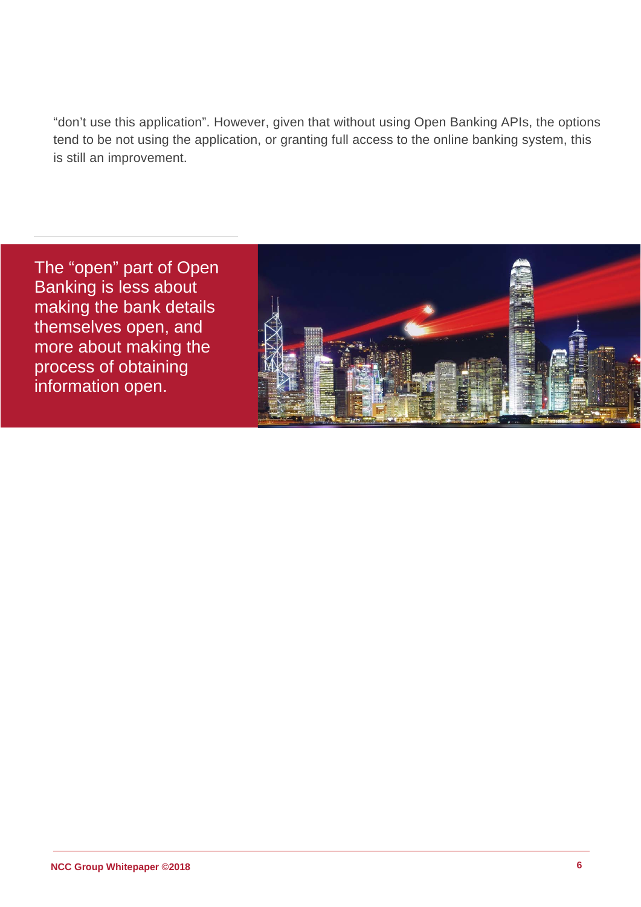"don't use this application". However, given that without using Open Banking APIs, the options tend to be not using the application, or granting full access to the online banking system, this is still an improvement.

> The "open" part of Open Banking is less about making the bank details themselves open, and more about making the process of obtaining information open.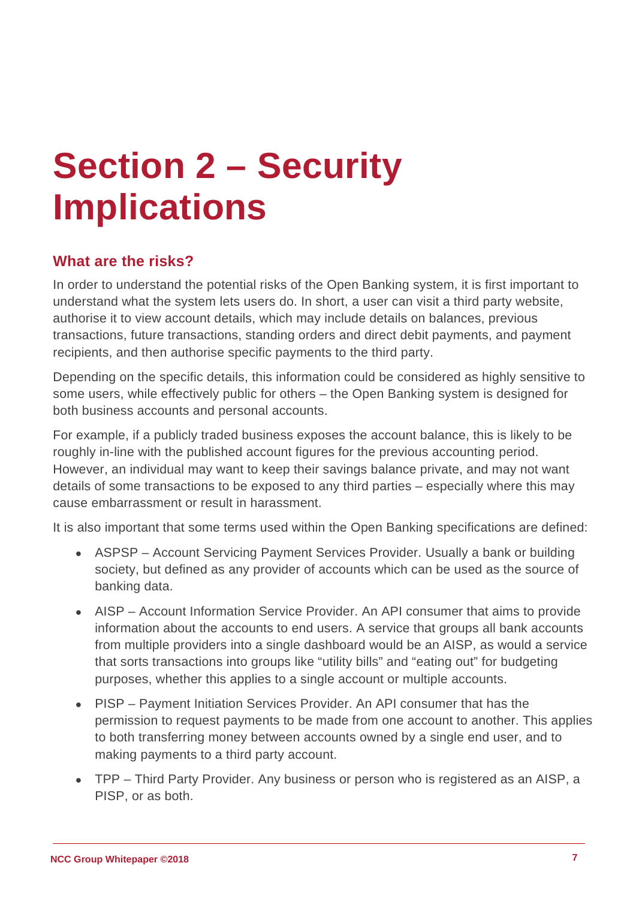# Section 2 – Security Implications

## What are the risks?

In order to understand the potential risks of the Open Banking system, it is first important to understand what the system lets users do. In short, a user can visit a third party website, authorise it to view account details, which may include details on balances, previous transactions, future transactions, standing orders and direct debit payments, and payment recipients, and then authorise specific payments to the third party.

Depending on the specific details, this information could be considered as highly sensitive to some users, while effectively public for others – the Open Banking system is designed for both business accounts and personal accounts.

For example, if a publicly traded business exposes the account balance, this is likely to be roughly in-line with the published account figures for the previous accounting period. However, an individual may want to keep their savings balance private, and may not want details of some transactions to be exposed to any third parties – especially where this may cause embarrassment or result in harassment.

It is also important that some terms used within the Open Banking specifications are defined:

- ASPSP – Account Servicing Payment Services Provider. Usually a bank or building society, but defined as any provider of accounts which can be used as the source of banking data.
- AISP – Account Information Service Provider. An API consumer that aims to provide information about the accounts to end users. A service that groups all bank accounts from multiple providers into a single dashboard would be an AISP, as would a service that sorts transactions into groups like "utility bills" and "eating out" for budgeting purposes, whether this applies to a single account or multiple accounts.
- PISP – Payment Initiation Services Provider. An API consumer that has the permission to request payments to be made from one account to another. This applies to both transferring money between accounts owned by a single end user, and to making payments to a third party account.
- TPP – Third Party Provider. Any business or person who is registered as an AISP, a PISP, or as both.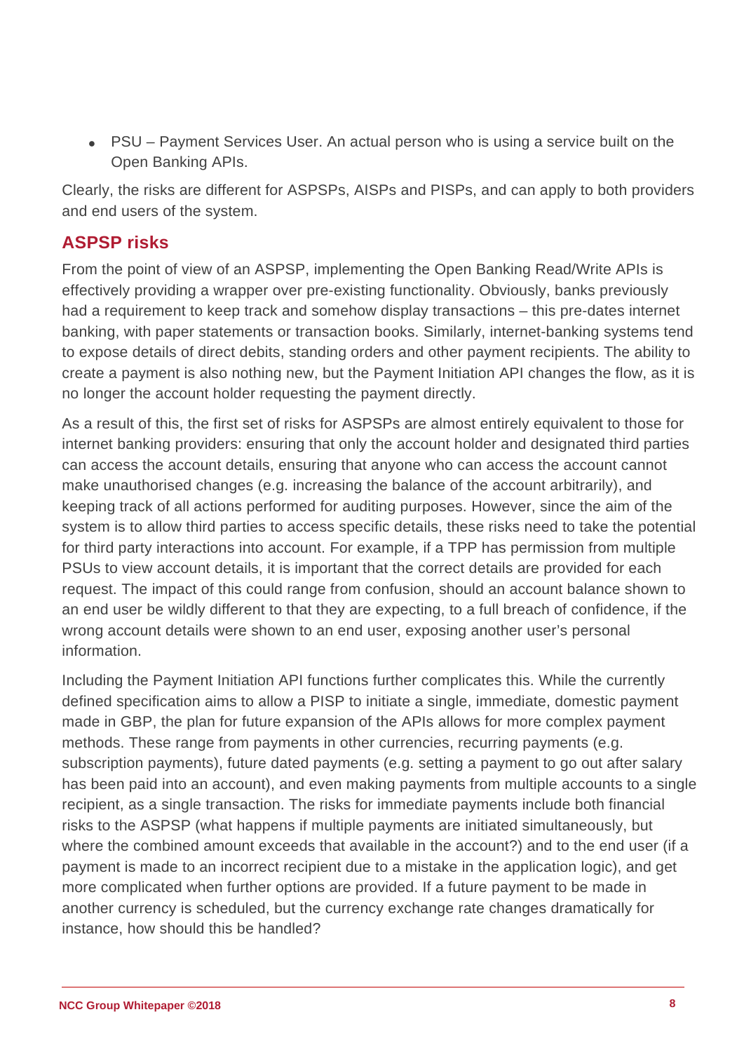- PSU – Payment Services User. An actual person who is using a service built on the Open Banking APIs.

Clearly, the risks are different for ASPSPs, AISPs and PISPs, and can apply to both providers and end users of the system.

## ASPSP risks

From the point of view of an ASPSP, implementing the Open Banking Read/Write APIs is effectively providing a wrapper over pre-existing functionality. Obviously, banks previously had a requirement to keep track and somehow display transactions – this pre-dates internet banking, with paper statements or transaction books. Similarly, internet-banking systems tend to expose details of direct debits, standing orders and other payment recipients. The ability to create a payment is also nothing new, but the Payment Initiation API changes the flow, as it is no longer the account holder requesting the payment directly.

As a result of this, the first set of risks for ASPSPs are almost entirely equivalent to those for internet banking providers: ensuring that only the account holder and designated third parties can access the account details, ensuring that anyone who can access the account cannot make unauthorised changes (e.g. increasing the balance of the account arbitrarily), and keeping track of all actions performed for auditing purposes. However, since the aim of the system is to allow third parties to access specific details, these risks need to take the potential for third party interactions into account. For example, if a TPP has permission from multiple PSUs to view account details, it is important that the correct details are provided for each request. The impact of this could range from confusion, should an account balance shown to an end user be wildly different to that they are expecting, to a full breach of confidence, if the wrong account details were shown to an end user, exposing another user's personal information.

Including the Payment Initiation API functions further complicates this. While the currently defined specification aims to allow a PISP to initiate a single, immediate, domestic payment made in GBP, the plan for future expansion of the APIs allows for more complex payment methods. These range from payments in other currencies, recurring payments (e.g. subscription payments), future dated payments (e.g. setting a payment to go out after salary has been paid into an account), and even making payments from multiple accounts to a single recipient, as a single transaction. The risks for immediate payments include both financial risks to the ASPSP (what happens if multiple payments are initiated simultaneously, but where the combined amount exceeds that available in the account?) and to the end user (if a payment is made to an incorrect recipient due to a mistake in the application logic), and get more complicated when further options are provided. If a future payment to be made in another currency is scheduled, but the currency exchange rate changes dramatically for instance, how should this be handled?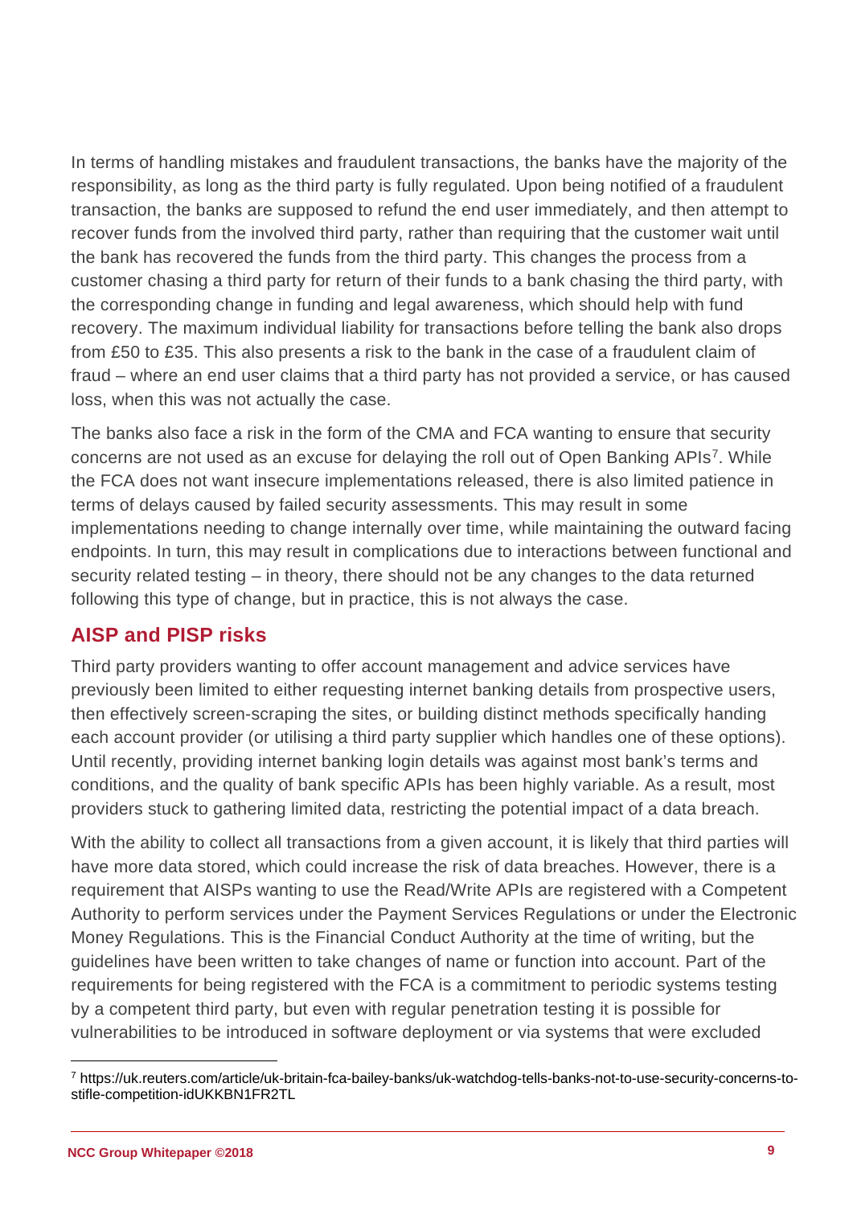In terms of handling mistakes and fraudulent transactions, the banks have the majority of the responsibility, as long as the third party is fully regulated. Upon being notified of a fraudulent transaction, the banks are supposed to refund the end user immediately, and then attempt to recover funds from the involved third party, rather than requiring that the customer wait until the bank has recovered the funds from the third party. This changes the process from a customer chasing a third party for return of their funds to a bank chasing the third party, with the corresponding change in funding and legal awareness, which should help with fund recovery. The maximum individual liability for transactions before telling the bank also drops from £50 to £35. This also presents a risk to the bank in the case of a fraudulent claim of fraud – where an end user claims that a third party has not provided a service, or has caused loss, when this was not actually the case.

The banks also face a risk in the form of the CMA and FCA wanting to ensure that security concerns are not used as an excuse for delaying the roll out of Open Banking APIs[7]. While the FCA does not want insecure implementations released, there is also limited patience in terms of delays caused by failed security assessments. This may result in some implementations needing to change internally over time, while maintaining the outward facing endpoints. In turn, this may result in complications due to interactions between functional and security related testing – in theory, there should not be any changes to the data returned following this type of change, but in practice, this is not always the case.

## AISP and PISP risks

Third party providers wanting to offer account management and advice services have previously been limited to either requesting internet banking details from prospective users, then effectively screen-scraping the sites, or building distinct methods specifically handing each account provider (or utilising a third party supplier which handles one of these options). Until recently, providing internet banking login details was against most bank's terms and conditions, and the quality of bank specific APIs has been highly variable. As a result, most providers stuck to gathering limited data, restricting the potential impact of a data breach.

With the ability to collect all transactions from a given account, it is likely that third parties will have more data stored, which could increase the risk of data breaches. However, there is a requirement that AISPs wanting to use the Read/Write APIs are registered with a Competent Authority to perform services under the Payment Services Regulations or under the Electronic Money Regulations. This is the Financial Conduct Authority at the time of writing, but the guidelines have been written to take changes of name or function into account. Part of the requirements for being registered with the FCA is a commitment to periodic systems testing by a competent third party, but even with regular penetration testing it is possible for vulnerabilities to be introduced in software deployment or via systems that were excluded

[7] https://uk.reuters.com/article/uk-britain-fca-bailey-banks/uk-watchdog-tells-banks-not-to-use-security-concerns-to-stifle-competition-idUKKBN1FR2TL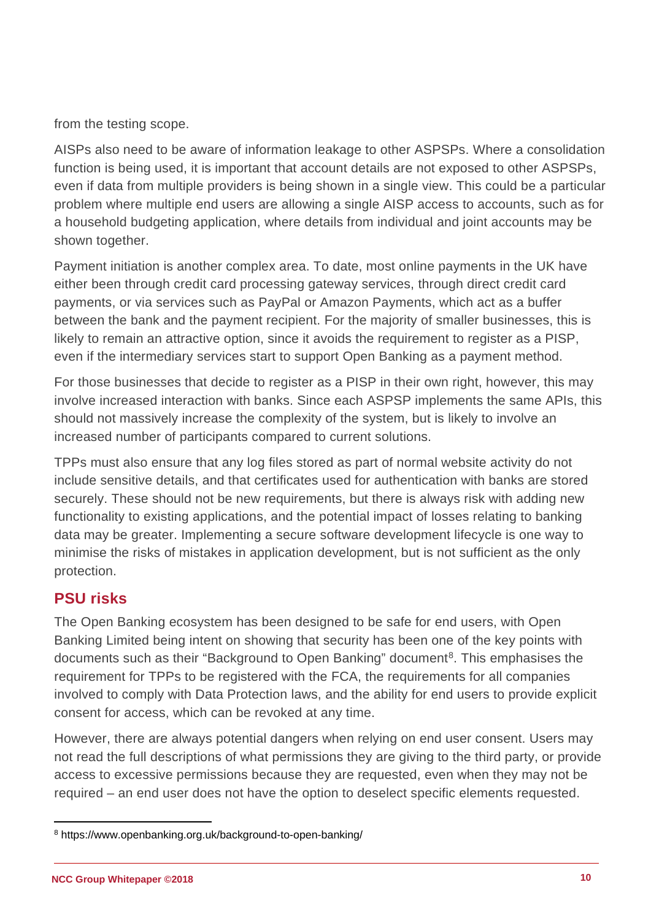from the testing scope.

AISPs also need to be aware of information leakage to other ASPSPs. Where a consolidation function is being used, it is important that account details are not exposed to other ASPSPs, even if data from multiple providers is being shown in a single view. This could be a particular problem where multiple end users are allowing a single AISP access to accounts, such as for a household budgeting application, where details from individual and joint accounts may be shown together.

Payment initiation is another complex area. To date, most online payments in the UK have either been through credit card processing gateway services, through direct credit card payments, or via services such as PayPal or Amazon Payments, which act as a buffer between the bank and the payment recipient. For the majority of smaller businesses, this is likely to remain an attractive option, since it avoids the requirement to register as a PISP, even if the intermediary services start to support Open Banking as a payment method.

For those businesses that decide to register as a PISP in their own right, however, this may involve increased interaction with banks. Since each ASPSP implements the same APIs, this should not massively increase the complexity of the system, but is likely to involve an increased number of participants compared to current solutions.

TPPs must also ensure that any log files stored as part of normal website activity do not include sensitive details, and that certificates used for authentication with banks are stored securely. These should not be new requirements, but there is always risk with adding new functionality to existing applications, and the potential impact of losses relating to banking data may be greater. Implementing a secure software development lifecycle is one way to minimise the risks of mistakes in application development, but is not sufficient as the only protection.

## PSU risks

The Open Banking ecosystem has been designed to be safe for end users, with Open Banking Limited being intent on showing that security has been one of the key points with documents such as their "Background to Open Banking" document[8]. This emphasises the requirement for TPPs to be registered with the FCA, the requirements for all companies involved to comply with Data Protection laws, and the ability for end users to provide explicit consent for access, which can be revoked at any time.

However, there are always potential dangers when relying on end user consent. Users may not read the full descriptions of what permissions they are giving to the third party, or provide access to excessive permissions because they are requested, even when they may not be required – an end user does not have the option to deselect specific elements requested.

[8] https://www.openbanking.org.uk/background-to-open-banking/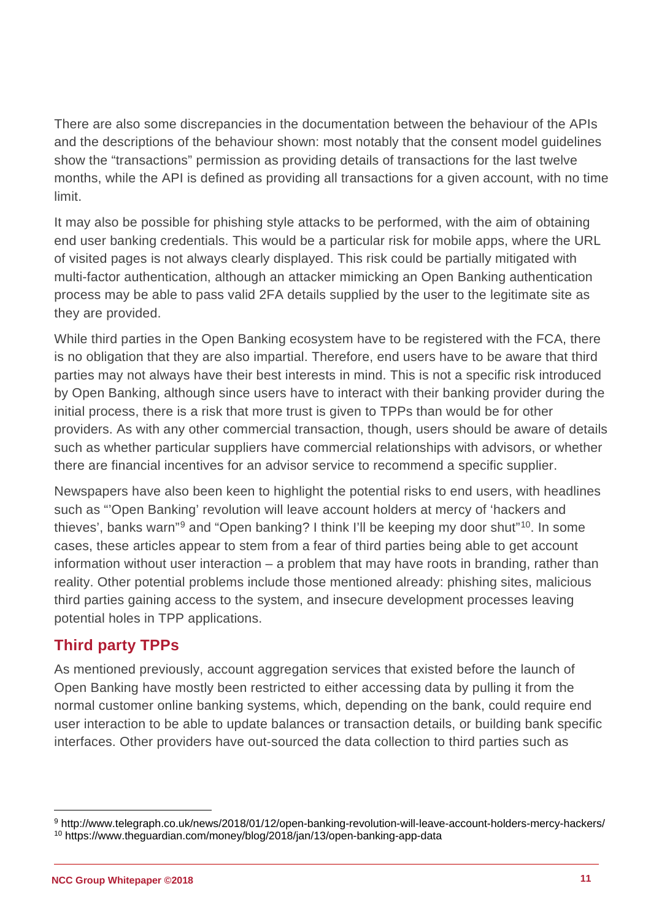There are also some discrepancies in the documentation between the behaviour of the APIs and the descriptions of the behaviour shown: most notably that the consent model guidelines show the "transactions" permission as providing details of transactions for the last twelve months, while the API is defined as providing all transactions for a given account, with no time limit.

It may also be possible for phishing style attacks to be performed, with the aim of obtaining end user banking credentials. This would be a particular risk for mobile apps, where the URL of visited pages is not always clearly displayed. This risk could be partially mitigated with multi-factor authentication, although an attacker mimicking an Open Banking authentication process may be able to pass valid 2FA details supplied by the user to the legitimate site as they are provided.

While third parties in the Open Banking ecosystem have to be registered with the FCA, there is no obligation that they are also impartial. Therefore, end users have to be aware that third parties may not always have their best interests in mind. This is not a specific risk introduced by Open Banking, although since users have to interact with their banking provider during the initial process, there is a risk that more trust is given to TPPs than would be for other providers. As with any other commercial transaction, though, users should be aware of details such as whether particular suppliers have commercial relationships with advisors, or whether there are financial incentives for an advisor service to recommend a specific supplier.

Newspapers have also been keen to highlight the potential risks to end users, with headlines such as "'Open Banking' revolution will leave account holders at mercy of 'hackers and thieves', banks warn"[9] and "Open banking? I think I'll be keeping my door shut"[10]. In some cases, these articles appear to stem from a fear of third parties being able to get account information without user interaction – a problem that may have roots in branding, rather than reality. Other potential problems include those mentioned already: phishing sites, malicious third parties gaining access to the system, and insecure development processes leaving potential holes in TPP applications.

## Third party TPPs

As mentioned previously, account aggregation services that existed before the launch of Open Banking have mostly been restricted to either accessing data by pulling it from the normal customer online banking systems, which, depending on the bank, could require end user interaction to be able to update balances or transaction details, or building bank specific interfaces. Other providers have out-sourced the data collection to third parties such as

---

[9] http://www.telegraph.co.uk/news/2018/01/12/open-banking-revolution-will-leave-account-holders-mercy-hackers/

[10] https://www.theguardian.com/money/blog/2018/jan/13/open-banking-app-data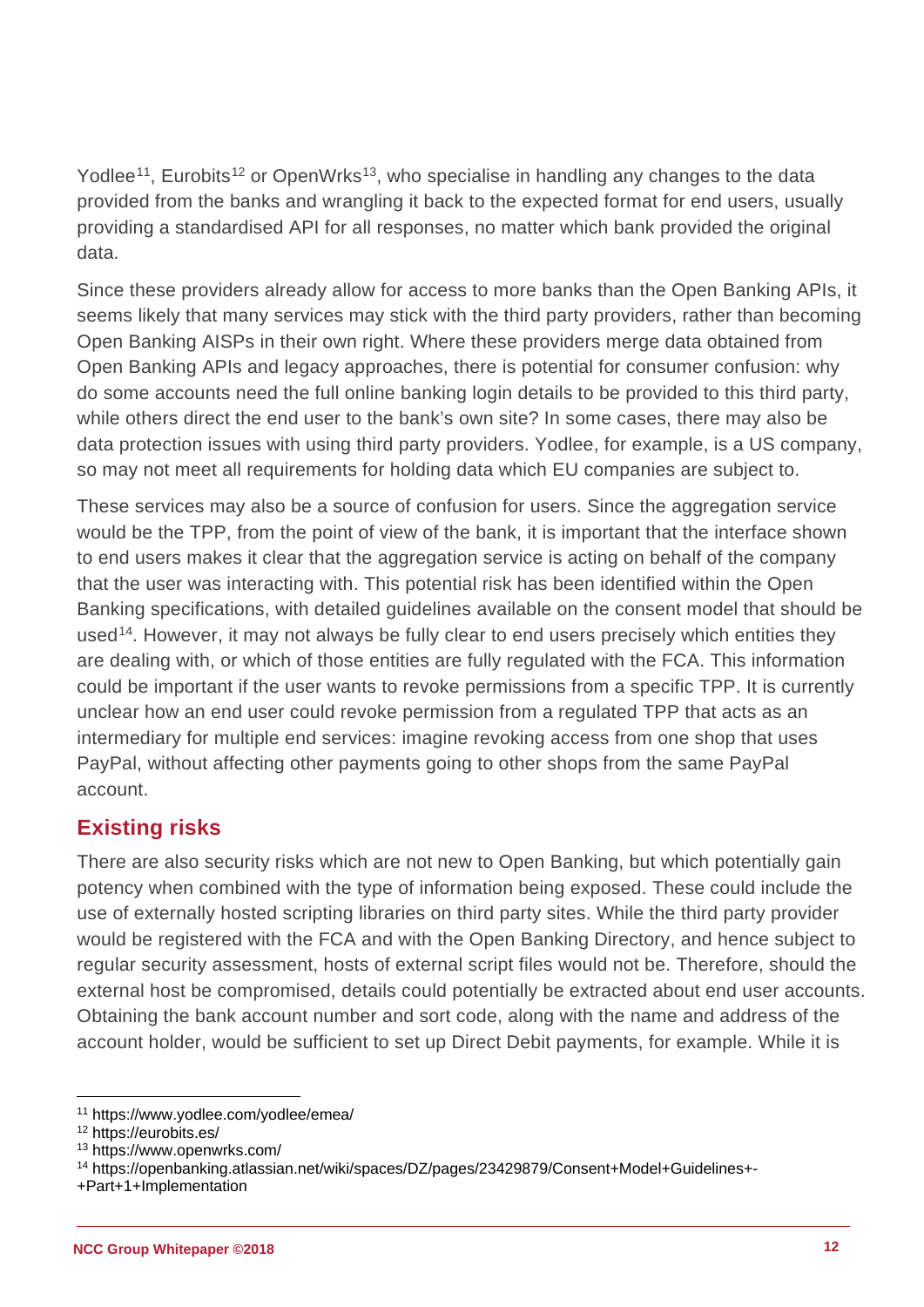Yodlee[11], Eurobits[12] or OpenWrks[13], who specialise in handling any changes to the data provided from the banks and wrangling it back to the expected format for end users, usually providing a standardised API for all responses, no matter which bank provided the original data.

Since these providers already allow for access to more banks than the Open Banking APIs, it seems likely that many services may stick with the third party providers, rather than becoming Open Banking AISPs in their own right. Where these providers merge data obtained from Open Banking APIs and legacy approaches, there is potential for consumer confusion: why do some accounts need the full online banking login details to be provided to this third party, while others direct the end user to the bank's own site? In some cases, there may also be data protection issues with using third party providers. Yodlee, for example, is a US company, so may not meet all requirements for holding data which EU companies are subject to.

These services may also be a source of confusion for users. Since the aggregation service would be the TPP, from the point of view of the bank, it is important that the interface shown to end users makes it clear that the aggregation service is acting on behalf of the company that the user was interacting with. This potential risk has been identified within the Open Banking specifications, with detailed guidelines available on the consent model that should be used[14]. However, it may not always be fully clear to end users precisely which entities they are dealing with, or which of those entities are fully regulated with the FCA. This information could be important if the user wants to revoke permissions from a specific TPP. It is currently unclear how an end user could revoke permission from a regulated TPP that acts as an intermediary for multiple end services: imagine revoking access from one shop that uses PayPal, without affecting other payments going to other shops from the same PayPal account.

## Existing risks

There are also security risks which are not new to Open Banking, but which potentially gain potency when combined with the type of information being exposed. These could include the use of externally hosted scripting libraries on third party sites. While the third party provider would be registered with the FCA and with the Open Banking Directory, and hence subject to regular security assessment, hosts of external script files would not be. Therefore, should the external host be compromised, details could potentially be extracted about end user accounts. Obtaining the bank account number and sort code, along with the name and address of the account holder, would be sufficient to set up Direct Debit payments, for example. While it is

---

[11] https://www.yodlee.com/yodlee/emea/

[12] https://eurobits.es/

[13] https://www.openwrks.com/

[14] https://openbanking.atlassian.net/wiki/spaces/DZ/pages/23429879/Consent+Model+Guidelines+-+Part+1+Implementation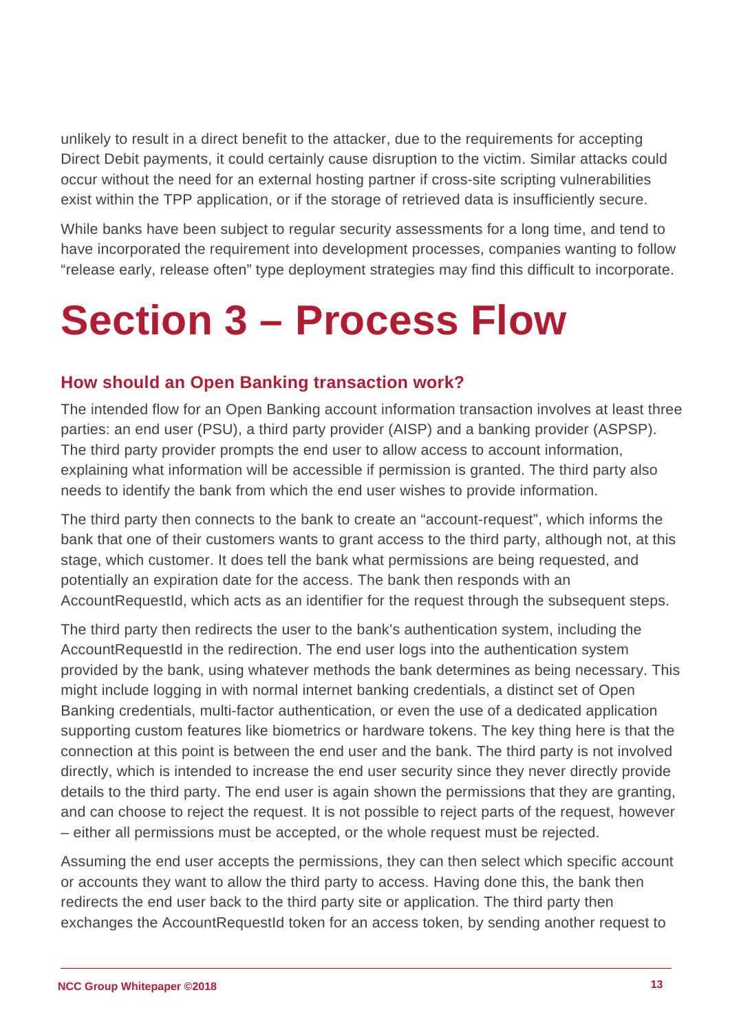unlikely to result in a direct benefit to the attacker, due to the requirements for accepting Direct Debit payments, it could certainly cause disruption to the victim. Similar attacks could occur without the need for an external hosting partner if cross-site scripting vulnerabilities exist within the TPP application, or if the storage of retrieved data is insufficiently secure.

While banks have been subject to regular security assessments for a long time, and tend to have incorporated the requirement into development processes, companies wanting to follow "release early, release often" type deployment strategies may find this difficult to incorporate.

# Section 3 – Process Flow

## How should an Open Banking transaction work?

The intended flow for an Open Banking account information transaction involves at least three parties: an end user (PSU), a third party provider (AISP) and a banking provider (ASPSP). The third party provider prompts the end user to allow access to account information, explaining what information will be accessible if permission is granted. The third party also needs to identify the bank from which the end user wishes to provide information.

The third party then connects to the bank to create an "account-request", which informs the bank that one of their customers wants to grant access to the third party, although not, at this stage, which customer. It does tell the bank what permissions are being requested, and potentially an expiration date for the access. The bank then responds with an AccountRequestId, which acts as an identifier for the request through the subsequent steps.

The third party then redirects the user to the bank's authentication system, including the AccountRequestId in the redirection. The end user logs into the authentication system provided by the bank, using whatever methods the bank determines as being necessary. This might include logging in with normal internet banking credentials, a distinct set of Open Banking credentials, multi-factor authentication, or even the use of a dedicated application supporting custom features like biometrics or hardware tokens. The key thing here is that the connection at this point is between the end user and the bank. The third party is not involved directly, which is intended to increase the end user security since they never directly provide details to the third party. The end user is again shown the permissions that they are granting, and can choose to reject the request. It is not possible to reject parts of the request, however – either all permissions must be accepted, or the whole request must be rejected.

Assuming the end user accepts the permissions, they can then select which specific account or accounts they want to allow the third party to access. Having done this, the bank then redirects the end user back to the third party site or application. The third party then exchanges the AccountRequestId token for an access token, by sending another request to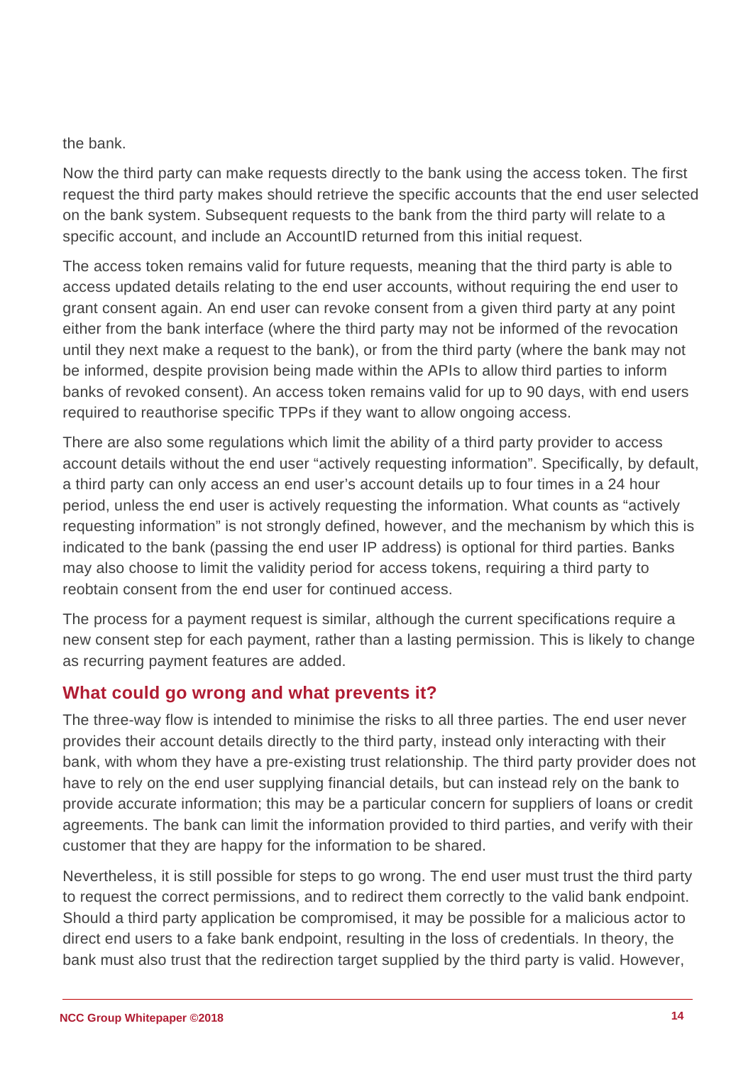the bank.

Now the third party can make requests directly to the bank using the access token. The first request the third party makes should retrieve the specific accounts that the end user selected on the bank system. Subsequent requests to the bank from the third party will relate to a specific account, and include an AccountID returned from this initial request.

The access token remains valid for future requests, meaning that the third party is able to access updated details relating to the end user accounts, without requiring the end user to grant consent again. An end user can revoke consent from a given third party at any point either from the bank interface (where the third party may not be informed of the revocation until they next make a request to the bank), or from the third party (where the bank may not be informed, despite provision being made within the APIs to allow third parties to inform banks of revoked consent). An access token remains valid for up to 90 days, with end users required to reauthorise specific TPPs if they want to allow ongoing access.

There are also some regulations which limit the ability of a third party provider to access account details without the end user "actively requesting information". Specifically, by default, a third party can only access an end user's account details up to four times in a 24 hour period, unless the end user is actively requesting the information. What counts as "actively requesting information" is not strongly defined, however, and the mechanism by which this is indicated to the bank (passing the end user IP address) is optional for third parties. Banks may also choose to limit the validity period for access tokens, requiring a third party to reobtain consent from the end user for continued access.

The process for a payment request is similar, although the current specifications require a new consent step for each payment, rather than a lasting permission. This is likely to change as recurring payment features are added.

## What could go wrong and what prevents it?

The three-way flow is intended to minimise the risks to all three parties. The end user never provides their account details directly to the third party, instead only interacting with their bank, with whom they have a pre-existing trust relationship. The third party provider does not have to rely on the end user supplying financial details, but can instead rely on the bank to provide accurate information; this may be a particular concern for suppliers of loans or credit agreements. The bank can limit the information provided to third parties, and verify with their customer that they are happy for the information to be shared.

Nevertheless, it is still possible for steps to go wrong. The end user must trust the third party to request the correct permissions, and to redirect them correctly to the valid bank endpoint. Should a third party application be compromised, it may be possible for a malicious actor to direct end users to a fake bank endpoint, resulting in the loss of credentials. In theory, the bank must also trust that the redirection target supplied by the third party is valid. However,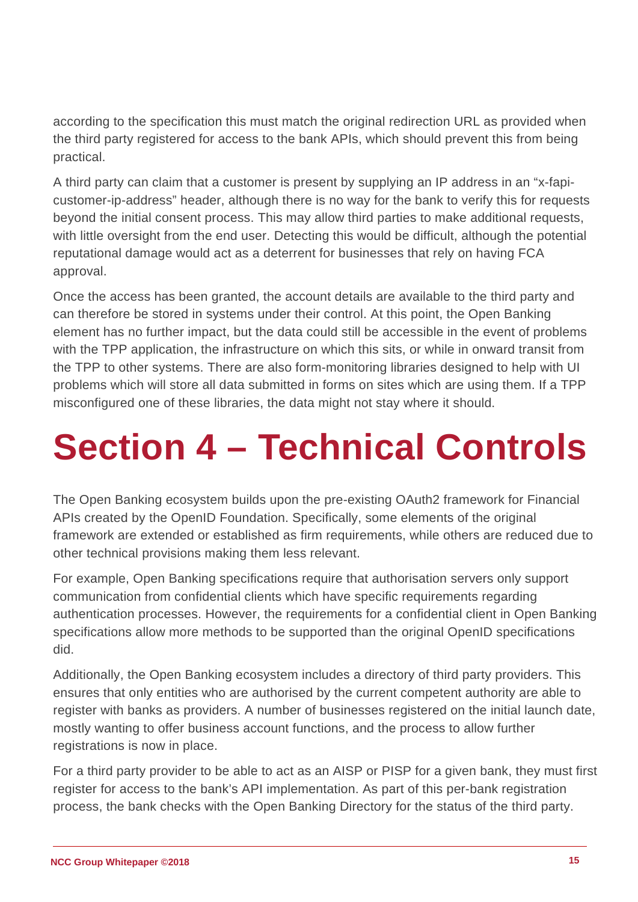according to the specification this must match the original redirection URL as provided when the third party registered for access to the bank APIs, which should prevent this from being practical.

A third party can claim that a customer is present by supplying an IP address in an "x-fapi-customer-ip-address" header, although there is no way for the bank to verify this for requests beyond the initial consent process. This may allow third parties to make additional requests, with little oversight from the end user. Detecting this would be difficult, although the potential reputational damage would act as a deterrent for businesses that rely on having FCA approval.

Once the access has been granted, the account details are available to the third party and can therefore be stored in systems under their control. At this point, the Open Banking element has no further impact, but the data could still be accessible in the event of problems with the TPP application, the infrastructure on which this sits, or while in onward transit from the TPP to other systems. There are also form-monitoring libraries designed to help with UI problems which will store all data submitted in forms on sites which are using them. If a TPP misconfigured one of these libraries, the data might not stay where it should.

# Section 4 – Technical Controls

The Open Banking ecosystem builds upon the pre-existing OAuth2 framework for Financial APIs created by the OpenID Foundation. Specifically, some elements of the original framework are extended or established as firm requirements, while others are reduced due to other technical provisions making them less relevant.

For example, Open Banking specifications require that authorisation servers only support communication from confidential clients which have specific requirements regarding authentication processes. However, the requirements for a confidential client in Open Banking specifications allow more methods to be supported than the original OpenID specifications did.

Additionally, the Open Banking ecosystem includes a directory of third party providers. This ensures that only entities who are authorised by the current competent authority are able to register with banks as providers. A number of businesses registered on the initial launch date, mostly wanting to offer business account functions, and the process to allow further registrations is now in place.

For a third party provider to be able to act as an AISP or PISP for a given bank, they must first register for access to the bank's API implementation. As part of this per-bank registration process, the bank checks with the Open Banking Directory for the status of the third party.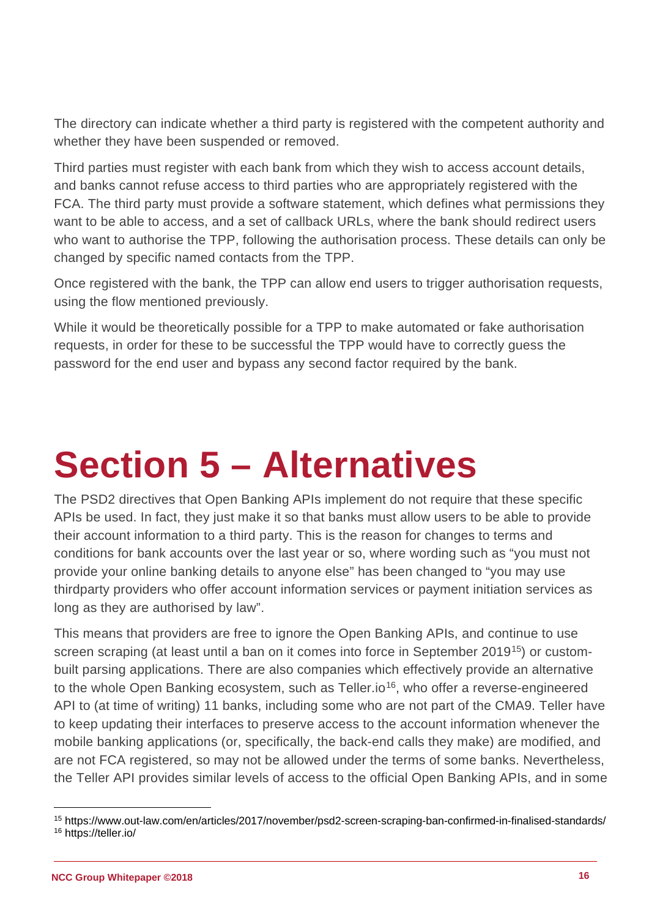The directory can indicate whether a third party is registered with the competent authority and whether they have been suspended or removed.

Third parties must register with each bank from which they wish to access account details, and banks cannot refuse access to third parties who are appropriately registered with the FCA. The third party must provide a software statement, which defines what permissions they want to be able to access, and a set of callback URLs, where the bank should redirect users who want to authorise the TPP, following the authorisation process. These details can only be changed by specific named contacts from the TPP.

Once registered with the bank, the TPP can allow end users to trigger authorisation requests, using the flow mentioned previously.

While it would be theoretically possible for a TPP to make automated or fake authorisation requests, in order for these to be successful the TPP would have to correctly guess the password for the end user and bypass any second factor required by the bank.

# Section 5 – Alternatives

The PSD2 directives that Open Banking APIs implement do not require that these specific APIs be used. In fact, they just make it so that banks must allow users to be able to provide their account information to a third party. This is the reason for changes to terms and conditions for bank accounts over the last year or so, where wording such as "you must not provide your online banking details to anyone else" has been changed to "you may use thirdparty providers who offer account information services or payment initiation services as long as they are authorised by law".

This means that providers are free to ignore the Open Banking APIs, and continue to use screen scraping (at least until a ban on it comes into force in September 2019[15]) or custom-built parsing applications. There are also companies which effectively provide an alternative to the whole Open Banking ecosystem, such as Teller.io[16], who offer a reverse-engineered API to (at time of writing) 11 banks, including some who are not part of the CMA9. Teller have to keep updating their interfaces to preserve access to the account information whenever the mobile banking applications (or, specifically, the back-end calls they make) are modified, and are not FCA registered, so may not be allowed under the terms of some banks. Nevertheless, the Teller API provides similar levels of access to the official Open Banking APIs, and in some

[15] https://www.out-law.com/en/articles/2017/november/psd2-screen-scraping-ban-confirmed-in-finalised-standards/
[16] https://teller.io/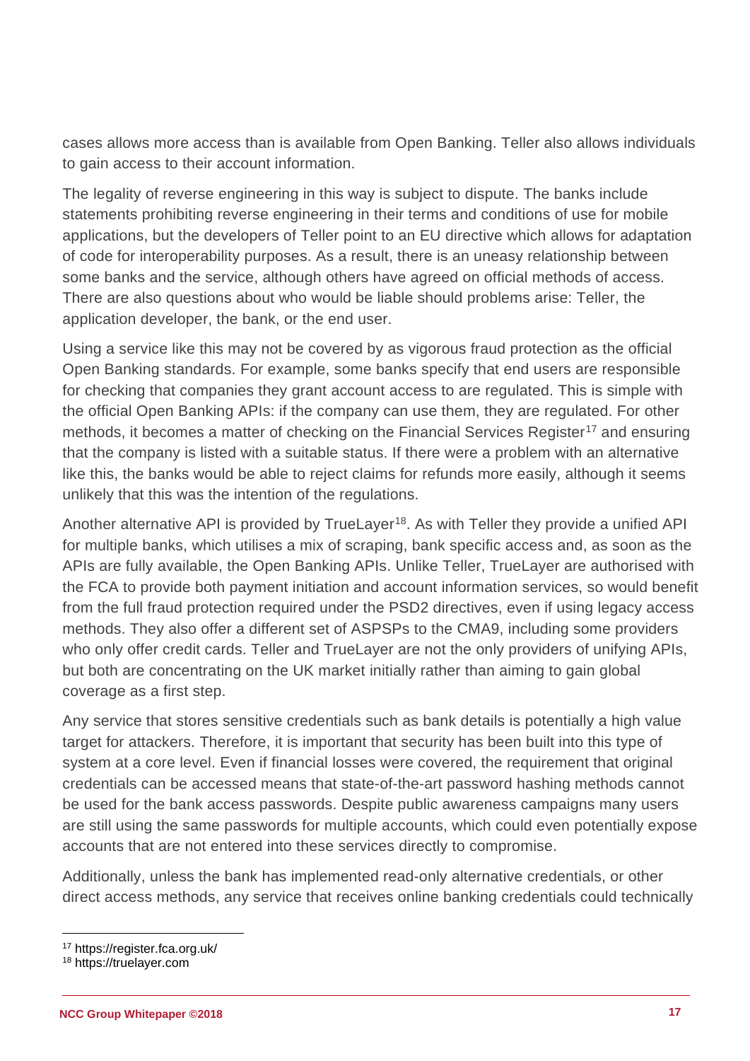cases allows more access than is available from Open Banking. Teller also allows individuals to gain access to their account information.

The legality of reverse engineering in this way is subject to dispute. The banks include statements prohibiting reverse engineering in their terms and conditions of use for mobile applications, but the developers of Teller point to an EU directive which allows for adaptation of code for interoperability purposes. As a result, there is an uneasy relationship between some banks and the service, although others have agreed on official methods of access. There are also questions about who would be liable should problems arise: Teller, the application developer, the bank, or the end user.

Using a service like this may not be covered by as vigorous fraud protection as the official Open Banking standards. For example, some banks specify that end users are responsible for checking that companies they grant account access to are regulated. This is simple with the official Open Banking APIs: if the company can use them, they are regulated. For other methods, it becomes a matter of checking on the Financial Services Register[17] and ensuring that the company is listed with a suitable status. If there were a problem with an alternative like this, the banks would be able to reject claims for refunds more easily, although it seems unlikely that this was the intention of the regulations.

Another alternative API is provided by TrueLayer[18]. As with Teller they provide a unified API for multiple banks, which utilises a mix of scraping, bank specific access and, as soon as the APIs are fully available, the Open Banking APIs. Unlike Teller, TrueLayer are authorised with the FCA to provide both payment initiation and account information services, so would benefit from the full fraud protection required under the PSD2 directives, even if using legacy access methods. They also offer a different set of ASPSPs to the CMA9, including some providers who only offer credit cards. Teller and TrueLayer are not the only providers of unifying APIs, but both are concentrating on the UK market initially rather than aiming to gain global coverage as a first step.

Any service that stores sensitive credentials such as bank details is potentially a high value target for attackers. Therefore, it is important that security has been built into this type of system at a core level. Even if financial losses were covered, the requirement that original credentials can be accessed means that state-of-the-art password hashing methods cannot be used for the bank access passwords. Despite public awareness campaigns many users are still using the same passwords for multiple accounts, which could even potentially expose accounts that are not entered into these services directly to compromise.

Additionally, unless the bank has implemented read-only alternative credentials, or other direct access methods, any service that receives online banking credentials could technically

---

[17] https://register.fca.org.uk/

[18] https://truelayer.com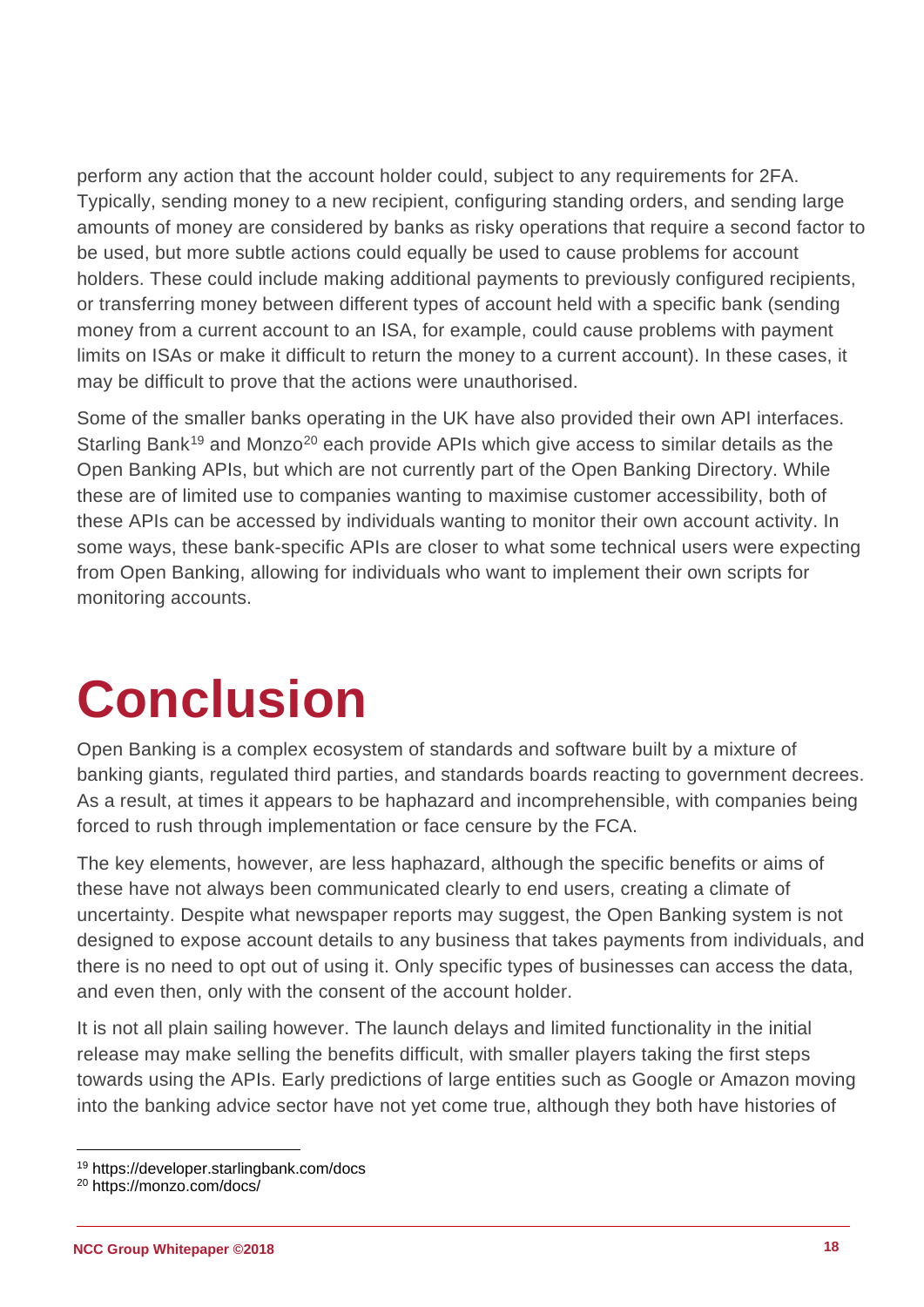perform any action that the account holder could, subject to any requirements for 2FA. Typically, sending money to a new recipient, configuring standing orders, and sending large amounts of money are considered by banks as risky operations that require a second factor to be used, but more subtle actions could equally be used to cause problems for account holders. These could include making additional payments to previously configured recipients, or transferring money between different types of account held with a specific bank (sending money from a current account to an ISA, for example, could cause problems with payment limits on ISAs or make it difficult to return the money to a current account). In these cases, it may be difficult to prove that the actions were unauthorised.

Some of the smaller banks operating in the UK have also provided their own API interfaces. Starling Bank[19] and Monzo[20] each provide APIs which give access to similar details as the Open Banking APIs, but which are not currently part of the Open Banking Directory. While these are of limited use to companies wanting to maximise customer accessibility, both of these APIs can be accessed by individuals wanting to monitor their own account activity. In some ways, these bank-specific APIs are closer to what some technical users were expecting from Open Banking, allowing for individuals who want to implement their own scripts for monitoring accounts.

# Conclusion

Open Banking is a complex ecosystem of standards and software built by a mixture of banking giants, regulated third parties, and standards boards reacting to government decrees. As a result, at times it appears to be haphazard and incomprehensible, with companies being forced to rush through implementation or face censure by the FCA.

The key elements, however, are less haphazard, although the specific benefits or aims of these have not always been communicated clearly to end users, creating a climate of uncertainty. Despite what newspaper reports may suggest, the Open Banking system is not designed to expose account details to any business that takes payments from individuals, and there is no need to opt out of using it. Only specific types of businesses can access the data, and even then, only with the consent of the account holder.

It is not all plain sailing however. The launch delays and limited functionality in the initial release may make selling the benefits difficult, with smaller players taking the first steps towards using the APIs. Early predictions of large entities such as Google or Amazon moving into the banking advice sector have not yet come true, although they both have histories of

[19] https://developer.starlingbank.com/docs

[20] https://monzo.com/docs/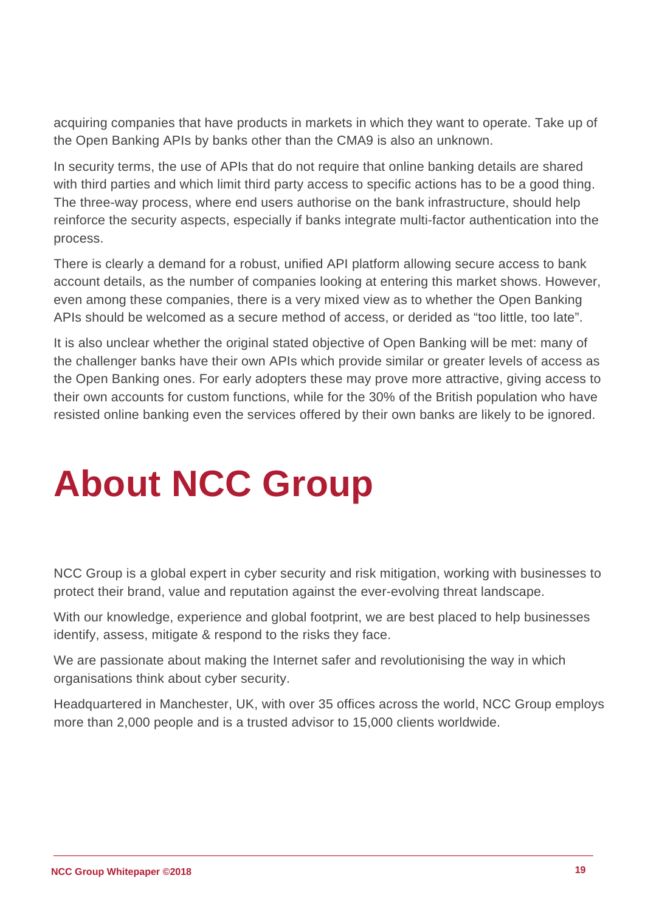acquiring companies that have products in markets in which they want to operate. Take up of the Open Banking APIs by banks other than the CMA9 is also an unknown.

In security terms, the use of APIs that do not require that online banking details are shared with third parties and which limit third party access to specific actions has to be a good thing. The three-way process, where end users authorise on the bank infrastructure, should help reinforce the security aspects, especially if banks integrate multi-factor authentication into the process.

There is clearly a demand for a robust, unified API platform allowing secure access to bank account details, as the number of companies looking at entering this market shows. However, even among these companies, there is a very mixed view as to whether the Open Banking APIs should be welcomed as a secure method of access, or derided as "too little, too late".

It is also unclear whether the original stated objective of Open Banking will be met: many of the challenger banks have their own APIs which provide similar or greater levels of access as the Open Banking ones. For early adopters these may prove more attractive, giving access to their own accounts for custom functions, while for the 30% of the British population who have resisted online banking even the services offered by their own banks are likely to be ignored.

# About NCC Group

NCC Group is a global expert in cyber security and risk mitigation, working with businesses to protect their brand, value and reputation against the ever-evolving threat landscape.

With our knowledge, experience and global footprint, we are best placed to help businesses identify, assess, mitigate & respond to the risks they face.

We are passionate about making the Internet safer and revolutionising the way in which organisations think about cyber security.

Headquartered in Manchester, UK, with over 35 offices across the world, NCC Group employs more than 2,000 people and is a trusted advisor to 15,000 clients worldwide.